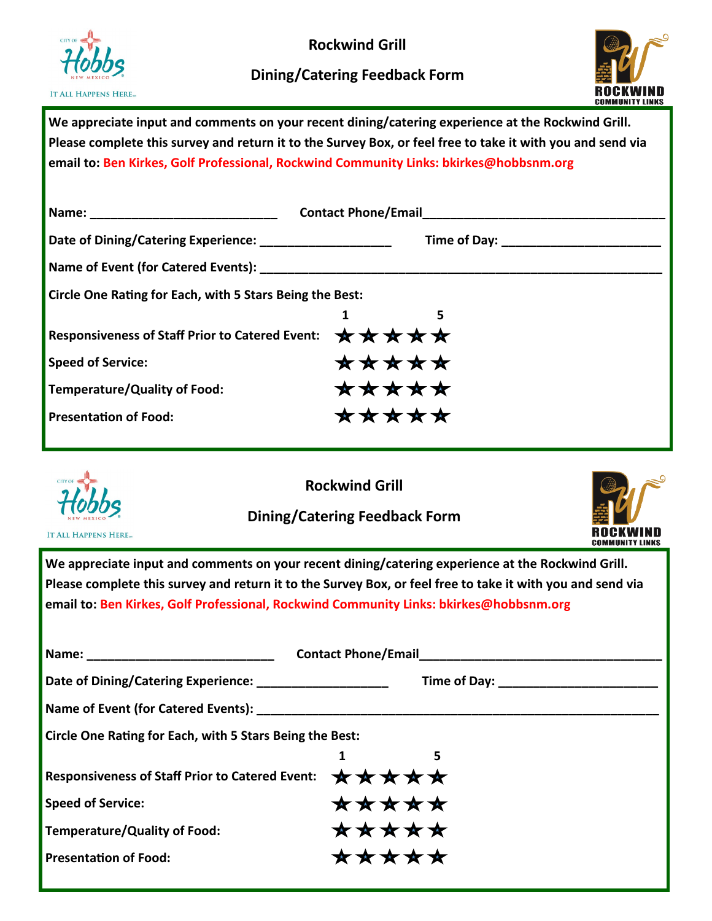CITY OF Hobbs NEW MEXICO

IT ALL HAPPENS HERE

## Rockwind Grill

## Dining/Catering Feedback Form

ROCKWIND COMMUNITY LINKS

**We appreciate input and comments on your recent dining/catering experience at the Rockwind Grill. Please complete this survey and return it to the Survey Box, or feel free to take it with you and send via email to: Ben Kirkes, Golf Professional, Rockwind Community Links: bkirkes@hobbsnm.org**

**Name:** ___________________________ **Contact Phone/Email**___________________________________

**Date of Dining/Catering Experience:** ___________________ **Time of Day:** _______________________

**Name of Event (for Catered Events):** ___________________________________________________________

**Circle One Rating for Each, with 5 Stars Being the Best:**

| | 1 | | | | 5 |
|---|---|---|---|---|---|
| **Responsiveness of Staff Prior to Catered Event:** | ★ | ★ | ★ | ★ | ★ |
| **Speed of Service:** | ★ | ★ | ★ | ★ | ★ |
| **Temperature/Quality of Food:** | ★ | ★ | ★ | ★ | ★ |
| **Presentation of Food:** | ★ | ★ | ★ | ★ | ★ |

CITY OF Hobbs NEW MEXICO

IT ALL HAPPENS HERE

## Rockwind Grill

## Dining/Catering Feedback Form

ROCKWIND COMMUNITY LINKS

**We appreciate input and comments on your recent dining/catering experience at the Rockwind Grill. Please complete this survey and return it to the Survey Box, or feel free to take it with you and send via email to: Ben Kirkes, Golf Professional, Rockwind Community Links: bkirkes@hobbsnm.org**

**Name:** ___________________________ **Contact Phone/Email**___________________________________

**Date of Dining/Catering Experience:** ___________________ **Time of Day:** _______________________

**Name of Event (for Catered Events):** ___________________________________________________________

**Circle One Rating for Each, with 5 Stars Being the Best:**

| | 1 | | | | 5 |
|---|---|---|---|---|---|
| **Responsiveness of Staff Prior to Catered Event:** | ★ | ★ | ★ | ★ | ★ |
| **Speed of Service:** | ★ | ★ | ★ | ★ | ★ |
| **Temperature/Quality of Food:** | ★ | ★ | ★ | ★ | ★ |
| **Presentation of Food:** | ★ | ★ | ★ | ★ | ★ |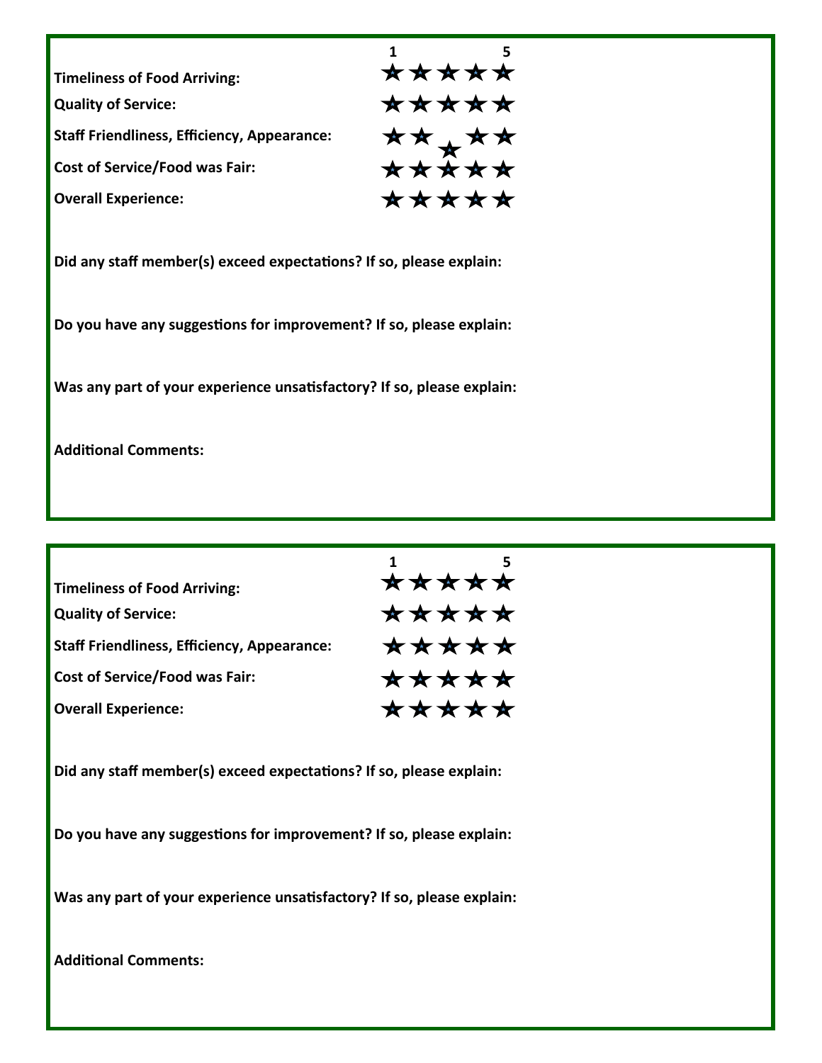| | 1 | | | | 5 |
|---|---|---|---|---|---|
| **Timeliness of Food Arriving:** | ★ | ★ | ★ | ★ | ★ |
| **Quality of Service:** | ★ | ★ | ★ | ★ | ★ |
| **Staff Friendliness, Efficiency, Appearance:** | ★ | ★ | ★ | ★ | ★ |
| **Cost of Service/Food was Fair:** | ★ | ★ | ★ | ★ | ★ |
| **Overall Experience:** | ★ | ★ | ★ | ★ | ★ |

**Did any staff member(s) exceed expectations? If so, please explain:**

**Do you have any suggestions for improvement? If so, please explain:**

**Was any part of your experience unsatisfactory? If so, please explain:**

**Additional Comments:**

---

| | 1 | | | | 5 |
|---|---|---|---|---|---|
| **Timeliness of Food Arriving:** | ★ | ★ | ★ | ★ | ★ |
| **Quality of Service:** | ★ | ★ | ★ | ★ | ★ |
| **Staff Friendliness, Efficiency, Appearance:** | ★ | ★ | ★ | ★ | ★ |
| **Cost of Service/Food was Fair:** | ★ | ★ | ★ | ★ | ★ |
| **Overall Experience:** | ★ | ★ | ★ | ★ | ★ |

**Did any staff member(s) exceed expectations? If so, please explain:**

**Do you have any suggestions for improvement? If so, please explain:**

**Was any part of your experience unsatisfactory? If so, please explain:**

**Additional Comments:**